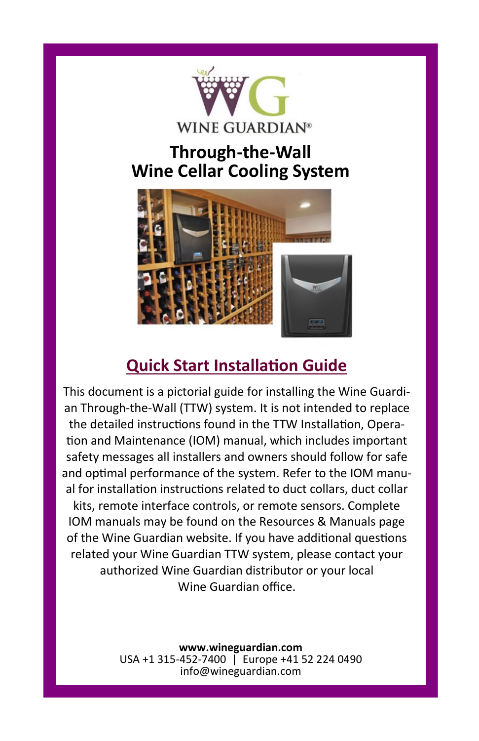WINE GUARDIAN®

# Through-the-Wall Wine Cellar Cooling System

## Quick Start Installation Guide

This document is a pictorial guide for installing the Wine Guardian Through-the-Wall (TTW) system. It is not intended to replace the detailed instructions found in the TTW Installation, Operation and Maintenance (IOM) manual, which includes important safety messages all installers and owners should follow for safe and optimal performance of the system. Refer to the IOM manual for installation instructions related to duct collars, duct collar kits, remote interface controls, or remote sensors. Complete IOM manuals may be found on the Resources & Manuals page of the Wine Guardian website. If you have additional questions related your Wine Guardian TTW system, please contact your authorized Wine Guardian distributor or your local Wine Guardian office.

**www.wineguardian.com**
USA +1 315-452-7400 | Europe +41 52 224 0490
info@wineguardian.com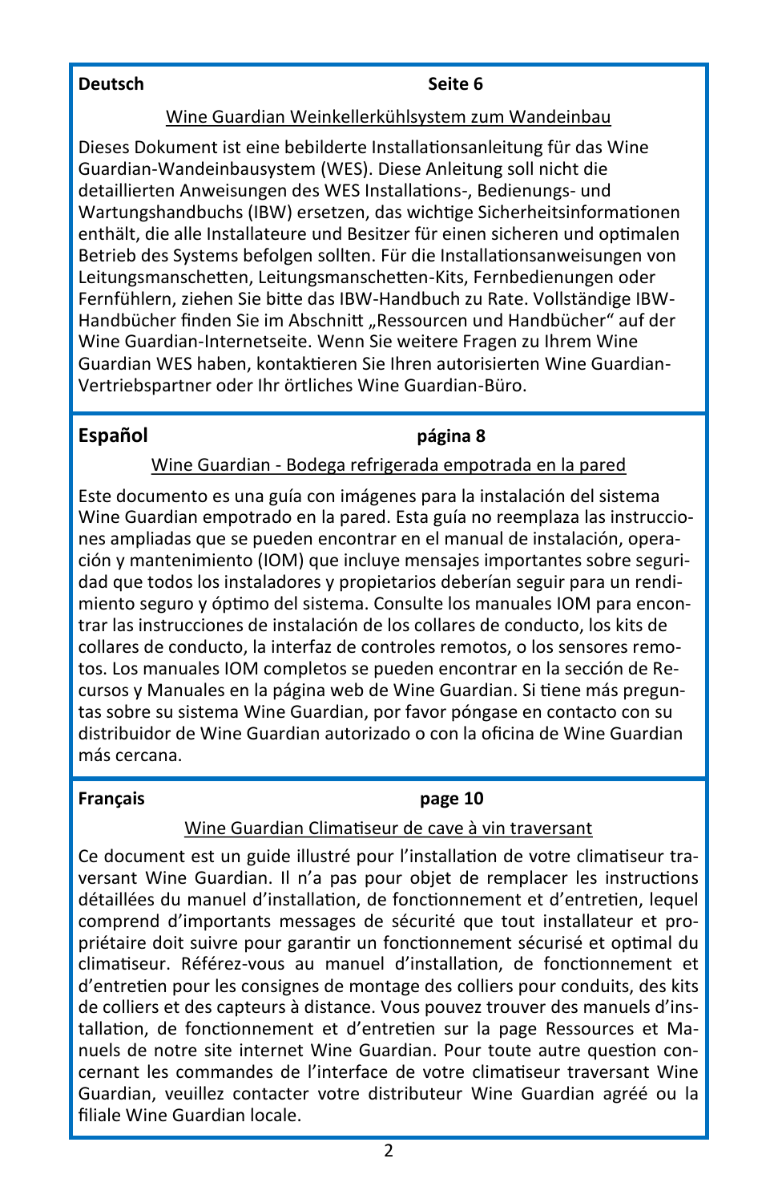**Deutsch** **Seite 6**

Wine Guardian Weinkellerkühlsystem zum Wandeinbau

Dieses Dokument ist eine bebilderte Installationsanleitung für das Wine Guardian-Wandeinbausystem (WES). Diese Anleitung soll nicht die detaillierten Anweisungen des WES Installations-, Bedienungs- und Wartungshandbuchs (IBW) ersetzen, das wichtige Sicherheitsinformationen enthält, die alle Installateure und Besitzer für einen sicheren und optimalen Betrieb des Systems befolgen sollten. Für die Installationsanweisungen von Leitungsmanschetten, Leitungsmanschetten-Kits, Fernbedienungen oder Fernfühlern, ziehen Sie bitte das IBW-Handbuch zu Rate. Vollständige IBW-Handbücher finden Sie im Abschnitt „Ressourcen und Handbücher" auf der Wine Guardian-Internetseite. Wenn Sie weitere Fragen zu Ihrem Wine Guardian WES haben, kontaktieren Sie Ihren autorisierten Wine Guardian-Vertriebspartner oder Ihr örtliches Wine Guardian-Büro.

**Español** **página 8**

Wine Guardian - Bodega refrigerada empotrada en la pared

Este documento es una guía con imágenes para la instalación del sistema Wine Guardian empotrado en la pared. Esta guía no reemplaza las instrucciones ampliadas que se pueden encontrar en el manual de instalación, operación y mantenimiento (IOM) que incluye mensajes importantes sobre seguridad que todos los instaladores y propietarios deberían seguir para un rendimiento seguro y óptimo del sistema. Consulte los manuales IOM para encontrar las instrucciones de instalación de los collares de conducto, los kits de collares de conducto, la interfaz de controles remotos, o los sensores remotos. Los manuales IOM completos se pueden encontrar en la sección de Recursos y Manuales en la página web de Wine Guardian. Si tiene más preguntas sobre su sistema Wine Guardian, por favor póngase en contacto con su distribuidor de Wine Guardian autorizado o con la oficina de Wine Guardian más cercana.

**Français** **page 10**

Wine Guardian Climatiseur de cave à vin traversant

Ce document est un guide illustré pour l'installation de votre climatiseur traversant Wine Guardian. Il n'a pas pour objet de remplacer les instructions détaillées du manuel d'installation, de fonctionnement et d'entretien, lequel comprend d'importants messages de sécurité que tout installateur et propriétaire doit suivre pour garantir un fonctionnement sécurisé et optimal du climatiseur. Référez-vous au manuel d'installation, de fonctionnement et d'entretien pour les consignes de montage des colliers pour conduits, des kits de colliers et des capteurs à distance. Vous pouvez trouver des manuels d'installation, de fonctionnement et d'entretien sur la page Ressources et Manuels de notre site internet Wine Guardian. Pour toute autre question concernant les commandes de l'interface de votre climatiseur traversant Wine Guardian, veuillez contacter votre distributeur Wine Guardian agréé ou la filiale Wine Guardian locale.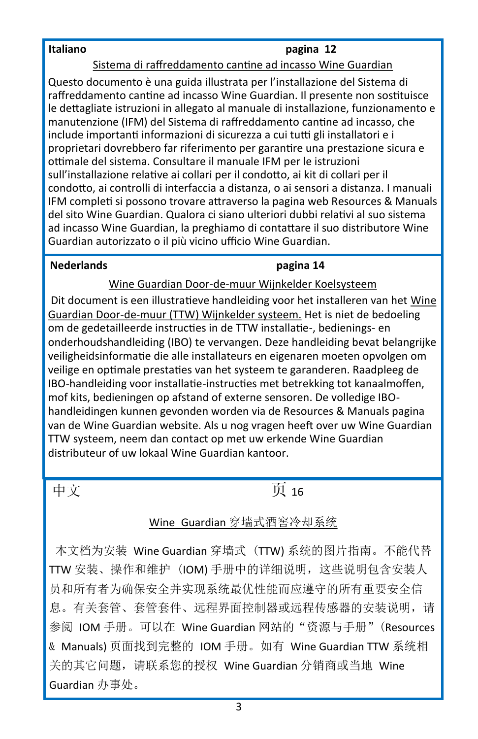**Italiano** **pagina 12**

Sistema di raffreddamento cantine ad incasso Wine Guardian

Questo documento è una guida illustrata per l'installazione del Sistema di raffreddamento cantine ad incasso Wine Guardian. Il presente non sostituisce le dettagliate istruzioni in allegato al manuale di installazione, funzionamento e manutenzione (IFM) del Sistema di raffreddamento cantine ad incasso, che include importanti informazioni di sicurezza a cui tutti gli installatori e i proprietari dovrebbero far riferimento per garantire una prestazione sicura e ottimale del sistema. Consultare il manuale IFM per le istruzioni sull'installazione relative ai collari per il condotto, ai kit di collari per il condotto, ai controlli di interfaccia a distanza, o ai sensori a distanza. I manuali IFM completi si possono trovare attraverso la pagina web Resources & Manuals del sito Wine Guardian. Qualora ci siano ulteriori dubbi relativi al suo sistema ad incasso Wine Guardian, la preghiamo di contattare il suo distributore Wine Guardian autorizzato o il più vicino ufficio Wine Guardian.

**Nederlands** **pagina 14**

Wine Guardian Door-de-muur Wijnkelder Koelsysteem

Dit document is een illustratieve handleiding voor het installeren van het Wine Guardian Door-de-muur (TTW) Wijnkelder systeem. Het is niet de bedoeling om de gedetailleerde instructies in de TTW installatie-, bedienings- en onderhoudshandleiding (IBO) te vervangen. Deze handleiding bevat belangrijke veiligheidsinformatie die alle installateurs en eigenaren moeten opvolgen om veilige en optimale prestaties van het systeem te garanderen. Raadpleeg de IBO-handleiding voor installatie-instructies met betrekking tot kanaalmoffen, mof kits, bedieningen op afstand of externe sensoren. De volledige IBO-handleidingen kunnen gevonden worden via de Resources & Manuals pagina van de Wine Guardian website. Als u nog vragen heeft over uw Wine Guardian TTW systeem, neem dan contact op met uw erkende Wine Guardian distributeur of uw lokaal Wine Guardian kantoor.

中文 页 16

Wine Guardian 穿墙式酒窖冷却系统

本文档为安装 Wine Guardian 穿墙式（TTW) 系统的图片指南。不能代替 TTW 安装、操作和维护（IOM) 手册中的详细说明，这些说明包含安装人员和所有者为确保安全并实现系统最优性能而应遵守的所有重要安全信息。有关套管、套管套件、远程界面控制器或远程传感器的安装说明，请参阅 IOM 手册。可以在 Wine Guardian 网站的“资源与手册”(Resources & Manuals) 页面找到完整的 IOM 手册。如有 Wine Guardian TTW 系统相关的其它问题，请联系您的授权 Wine Guardian 分销商或当地 Wine Guardian 办事处。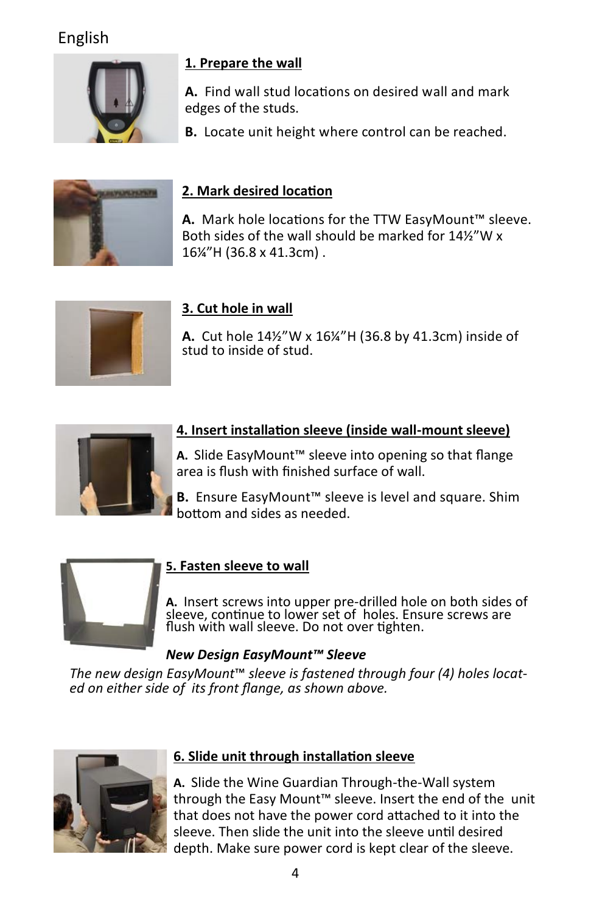English

### 1. Prepare the wall

**A.** Find wall stud locations on desired wall and mark edges of the studs.

**B.** Locate unit height where control can be reached.

### 2. Mark desired location

**A.** Mark hole locations for the TTW EasyMount™ sleeve. Both sides of the wall should be marked for 14½"W x 16¼"H (36.8 x 41.3cm) .

### 3. Cut hole in wall

**A.** Cut hole 14½"W x 16¼"H (36.8 by 41.3cm) inside of stud to inside of stud.

### 4. Insert installation sleeve (inside wall-mount sleeve)

**A.** Slide EasyMount™ sleeve into opening so that flange area is flush with finished surface of wall.

**B.** Ensure EasyMount™ sleeve is level and square. Shim bottom and sides as needed.

### 5. Fasten sleeve to wall

**A.** Insert screws into upper pre-drilled hole on both sides of sleeve, continue to lower set of holes. Ensure screws are flush with wall sleeve. Do not over tighten.

***New Design EasyMount™ Sleeve***

*The new design EasyMount™ sleeve is fastened through four (4) holes located on either side of its front flange, as shown above.*

### 6. Slide unit through installation sleeve

**A.** Slide the Wine Guardian Through-the-Wall system through the Easy Mount™ sleeve. Insert the end of the unit that does not have the power cord attached to it into the sleeve. Then slide the unit into the sleeve until desired depth. Make sure power cord is kept clear of the sleeve.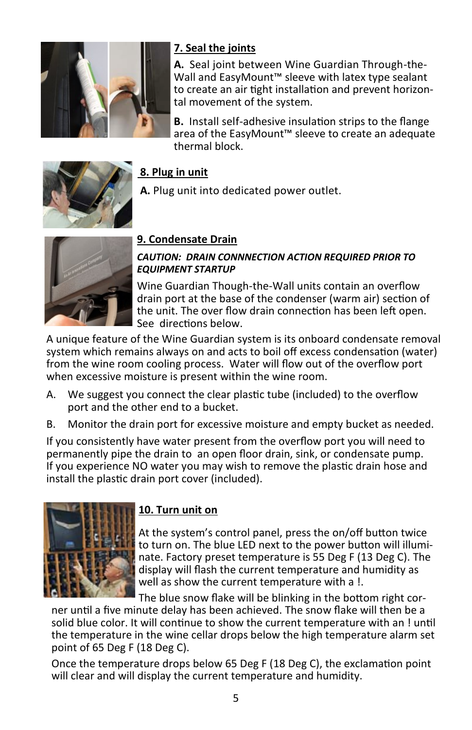## 7. Seal the joints

**A.** Seal joint between Wine Guardian Through-the-Wall and EasyMount™ sleeve with latex type sealant to create an air tight installation and prevent horizontal movement of the system.

**B.** Install self-adhesive insulation strips to the flange area of the EasyMount™ sleeve to create an adequate thermal block.

## 8. Plug in unit

**A.** Plug unit into dedicated power outlet.

## 9. Condensate Drain

***CAUTION: DRAIN CONNNECTION ACTION REQUIRED PRIOR TO EQUIPMENT STARTUP***

Wine Guardian Though-the-Wall units contain an overflow drain port at the base of the condenser (warm air) section of the unit. The over flow drain connection has been left open. See directions below.

A unique feature of the Wine Guardian system is its onboard condensate removal system which remains always on and acts to boil off excess condensation (water) from the wine room cooling process. Water will flow out of the overflow port when excessive moisture is present within the wine room.

A. We suggest you connect the clear plastic tube (included) to the overflow port and the other end to a bucket.

B. Monitor the drain port for excessive moisture and empty bucket as needed.

If you consistently have water present from the overflow port you will need to permanently pipe the drain to an open floor drain, sink, or condensate pump. If you experience NO water you may wish to remove the plastic drain hose and install the plastic drain port cover (included).

## 10. Turn unit on

At the system's control panel, press the on/off button twice to turn on. The blue LED next to the power button will illuminate. Factory preset temperature is 55 Deg F (13 Deg C). The display will flash the current temperature and humidity as well as show the current temperature with a !.

The blue snow flake will be blinking in the bottom right corner until a five minute delay has been achieved. The snow flake will then be a solid blue color. It will continue to show the current temperature with an ! until the temperature in the wine cellar drops below the high temperature alarm set point of 65 Deg F (18 Deg C).

Once the temperature drops below 65 Deg F (18 Deg C), the exclamation point will clear and will display the current temperature and humidity.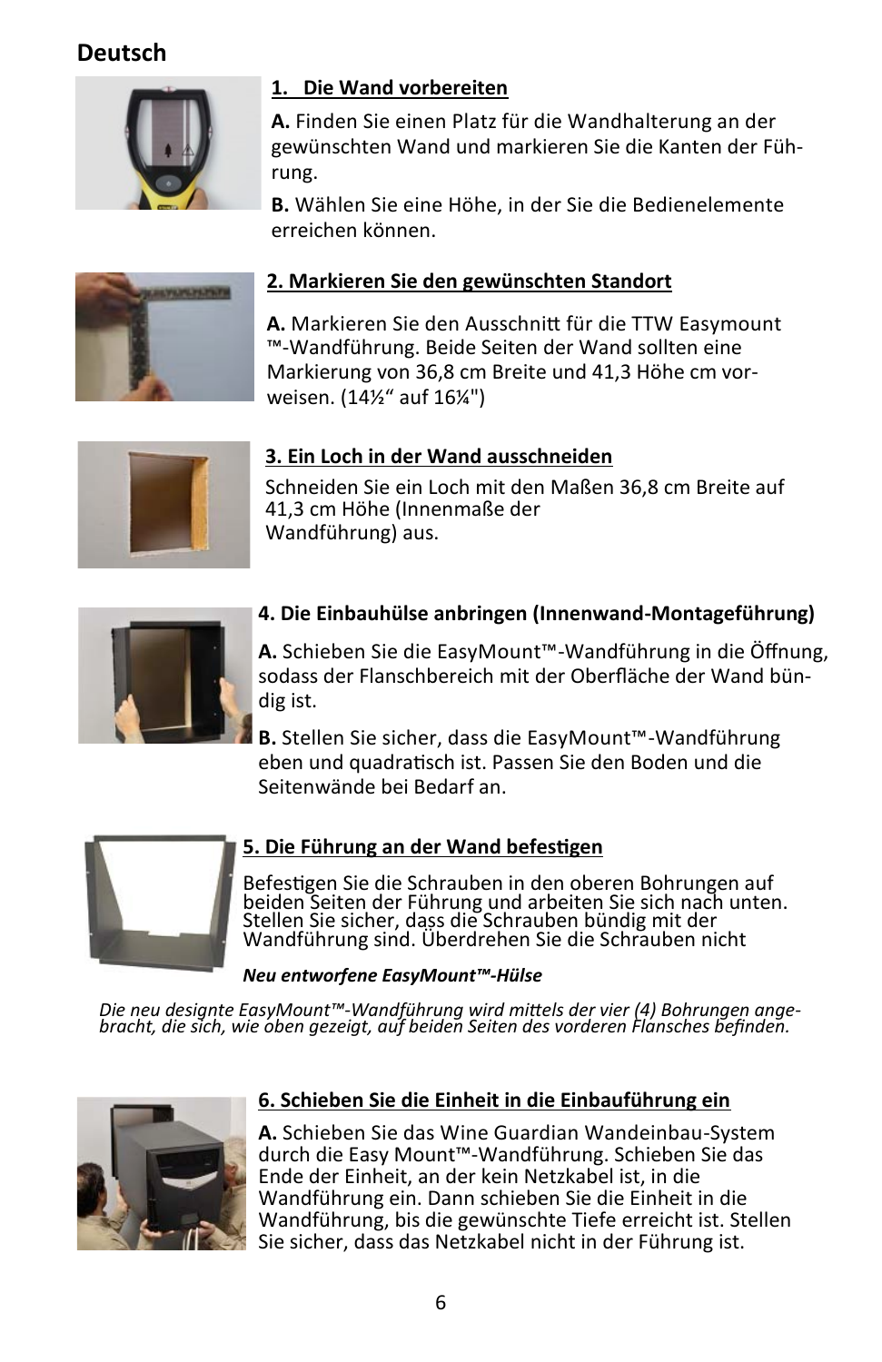## Deutsch

### 1. Die Wand vorbereiten

**A.** Finden Sie einen Platz für die Wandhalterung an der gewünschten Wand und markieren Sie die Kanten der Führung.

**B.** Wählen Sie eine Höhe, in der Sie die Bedienelemente erreichen können.

### 2. Markieren Sie den gewünschten Standort

**A.** Markieren Sie den Ausschnitt für die TTW Easymount ™-Wandführung. Beide Seiten der Wand sollten eine Markierung von 36,8 cm Breite und 41,3 Höhe cm vorweisen. (14½“ auf 16¼")

### 3. Ein Loch in der Wand ausschneiden

Schneiden Sie ein Loch mit den Maßen 36,8 cm Breite auf 41,3 cm Höhe (Innenmaße der Wandführung) aus.

### 4. Die Einbauhülse anbringen (Innenwand-Montageführung)

**A.** Schieben Sie die EasyMount™-Wandführung in die Öffnung, sodass der Flanschbereich mit der Oberfläche der Wand bündig ist.

**B.** Stellen Sie sicher, dass die EasyMount™-Wandführung eben und quadratisch ist. Passen Sie den Boden und die Seitenwände bei Bedarf an.

### 5. Die Führung an der Wand befestigen

Befestigen Sie die Schrauben in den oberen Bohrungen auf beiden Seiten der Führung und arbeiten Sie sich nach unten. Stellen Sie sicher, dass die Schrauben bündig mit der Wandführung sind. Überdrehen Sie die Schrauben nicht

***Neu entworfene EasyMount™-Hülse***

*Die neu designte EasyMount™-Wandführung wird mittels der vier (4) Bohrungen angebracht, die sich, wie oben gezeigt, auf beiden Seiten des vorderen Flansches befinden.*

### 6. Schieben Sie die Einheit in die Einbauführung ein

**A.** Schieben Sie das Wine Guardian Wandeinbau-System durch die Easy Mount™-Wandführung. Schieben Sie das Ende der Einheit, an der kein Netzkabel ist, in die Wandführung ein. Dann schieben Sie die Einheit in die Wandführung, bis die gewünschte Tiefe erreicht ist. Stellen Sie sicher, dass das Netzkabel nicht in der Führung ist.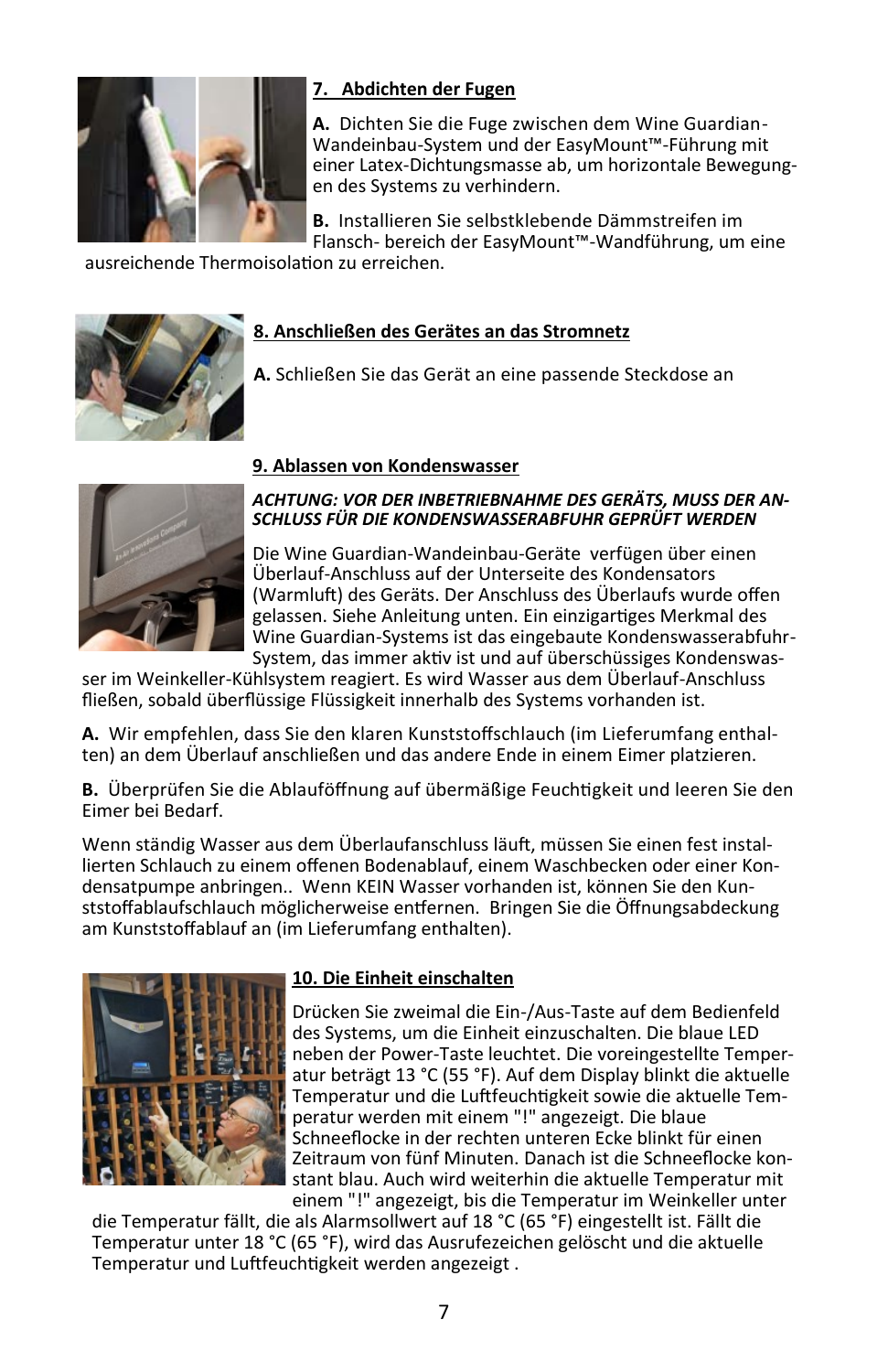## 7. Abdichten der Fugen

**A.** Dichten Sie die Fuge zwischen dem Wine Guardian-Wandeinbau-System und der EasyMount™-Führung mit einer Latex-Dichtungsmasse ab, um horizontale Bewegungen des Systems zu verhindern.

**B.** Installieren Sie selbstklebende Dämmstreifen im Flansch- bereich der EasyMount™-Wandführung, um eine ausreichende Thermoisolation zu erreichen.

## 8. Anschließen des Gerätes an das Stromnetz

**A.** Schließen Sie das Gerät an eine passende Steckdose an

## 9. Ablassen von Kondenswasser

***ACHTUNG: VOR DER INBETRIEBNAHME DES GERÄTS, MUSS DER ANSCHLUSS FÜR DIE KONDENSWASSERABFUHR GEPRÜFT WERDEN***

Die Wine Guardian-Wandeinbau-Geräte verfügen über einen Überlauf-Anschluss auf der Unterseite des Kondensators (Warmluft) des Geräts. Der Anschluss des Überlaufs wurde offen gelassen. Siehe Anleitung unten. Ein einzigartiges Merkmal des Wine Guardian-Systems ist das eingebaute Kondenswasserabfuhr-System, das immer aktiv ist und auf überschüssiges Kondenswasser im Weinkeller-Kühlsystem reagiert. Es wird Wasser aus dem Überlauf-Anschluss fließen, sobald überflüssige Flüssigkeit innerhalb des Systems vorhanden ist.

**A.** Wir empfehlen, dass Sie den klaren Kunststoffschlauch (im Lieferumfang enthalten) an dem Überlauf anschließen und das andere Ende in einem Eimer platzieren.

**B.** Überprüfen Sie die Ablauföffnung auf übermäßige Feuchtigkeit und leeren Sie den Eimer bei Bedarf.

Wenn ständig Wasser aus dem Überlaufanschluss läuft, müssen Sie einen fest installierten Schlauch zu einem offenen Bodenablauf, einem Waschbecken oder einer Kondensatpumpe anbringen.. Wenn KEIN Wasser vorhanden ist, können Sie den Kunststoffablaufschlauch möglicherweise entfernen. Bringen Sie die Öffnungsabdeckung am Kunststoffablauf an (im Lieferumfang enthalten).

## 10. Die Einheit einschalten

Drücken Sie zweimal die Ein-/Aus-Taste auf dem Bedienfeld des Systems, um die Einheit einzuschalten. Die blaue LED neben der Power-Taste leuchtet. Die voreingestellte Temperatur beträgt 13 °C (55 °F). Auf dem Display blinkt die aktuelle Temperatur und die Luftfeuchtigkeit sowie die aktuelle Temperatur werden mit einem "!" angezeigt. Die blaue Schneeflocke in der rechten unteren Ecke blinkt für einen Zeitraum von fünf Minuten. Danach ist die Schneeflocke konstant blau. Auch wird weiterhin die aktuelle Temperatur mit einem "!" angezeigt, bis die Temperatur im Weinkeller unter die Temperatur fällt, die als Alarmsollwert auf 18 °C (65 °F) eingestellt ist. Fällt die Temperatur unter 18 °C (65 °F), wird das Ausrufezeichen gelöscht und die aktuelle Temperatur und Luftfeuchtigkeit werden angezeigt .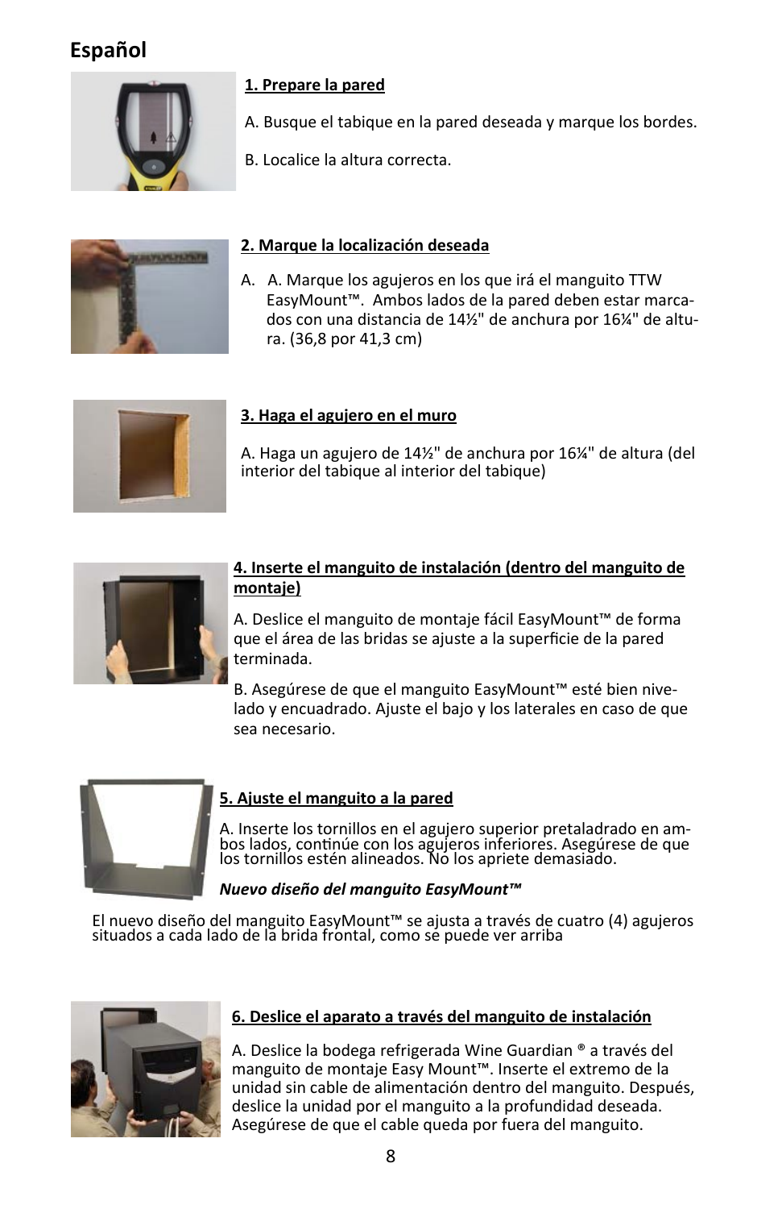# Español

**1. Prepare la pared**

A. Busque el tabique en la pared deseada y marque los bordes.

B. Localice la altura correcta.

**2. Marque la localización deseada**

A. A. Marque los agujeros en los que irá el manguito TTW EasyMount™. Ambos lados de la pared deben estar marcados con una distancia de 14½" de anchura por 16¼" de altura. (36,8 por 41,3 cm)

**3. Haga el agujero en el muro**

A. Haga un agujero de 14½" de anchura por 16¼" de altura (del interior del tabique al interior del tabique)

**4. Inserte el manguito de instalación (dentro del manguito de montaje)**

A. Deslice el manguito de montaje fácil EasyMount™ de forma que el área de las bridas se ajuste a la superficie de la pared terminada.

B. Asegúrese de que el manguito EasyMount™ esté bien nivelado y encuadrado. Ajuste el bajo y los laterales en caso de que sea necesario.

**5. Ajuste el manguito a la pared**

A. Inserte los tornillos en el agujero superior pretaladrado en ambos lados, continúe con los agujeros inferiores. Asegúrese de que los tornillos estén alineados. No los apriete demasiado.

***Nuevo diseño del manguito EasyMount™***

El nuevo diseño del manguito EasyMount™ se ajusta a través de cuatro (4) agujeros situados a cada lado de la brida frontal, como se puede ver arriba

**6. Deslice el aparato a través del manguito de instalación**

A. Deslice la bodega refrigerada Wine Guardian ® a través del manguito de montaje Easy Mount™. Inserte el extremo de la unidad sin cable de alimentación dentro del manguito. Después, deslice la unidad por el manguito a la profundidad deseada. Asegúrese de que el cable queda por fuera del manguito.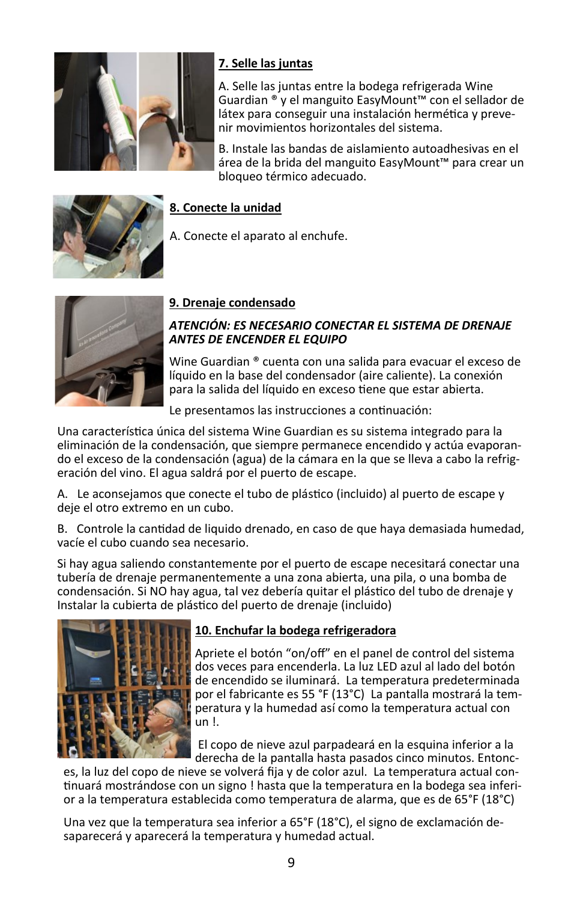### 7. Selle las juntas

A. Selle las juntas entre la bodega refrigerada Wine Guardian ® y el manguito EasyMount™ con el sellador de látex para conseguir una instalación hermética y prevenir movimientos horizontales del sistema.

B. Instale las bandas de aislamiento autoadhesivas en el área de la brida del manguito EasyMount™ para crear un bloqueo térmico adecuado.

### 8. Conecte la unidad

A. Conecte el aparato al enchufe.

### 9. Drenaje condensado

***ATENCIÓN: ES NECESARIO CONECTAR EL SISTEMA DE DRENAJE ANTES DE ENCENDER EL EQUIPO***

Wine Guardian ® cuenta con una salida para evacuar el exceso de líquido en la base del condensador (aire caliente). La conexión para la salida del líquido en exceso tiene que estar abierta.

Le presentamos las instrucciones a continuación:

Una característica única del sistema Wine Guardian es su sistema integrado para la eliminación de la condensación, que siempre permanece encendido y actúa evaporando el exceso de la condensación (agua) de la cámara en la que se lleva a cabo la refrigeración del vino. El agua saldrá por el puerto de escape.

A. Le aconsejamos que conecte el tubo de plástico (incluido) al puerto de escape y deje el otro extremo en un cubo.

B. Controle la cantidad de liquido drenado, en caso de que haya demasiada humedad, vacíe el cubo cuando sea necesario.

Si hay agua saliendo constantemente por el puerto de escape necesitará conectar una tubería de drenaje permanentemente a una zona abierta, una pila, o una bomba de condensación. Si NO hay agua, tal vez debería quitar el plástico del tubo de drenaje y Instalar la cubierta de plástico del puerto de drenaje (incluido)

### 10. Enchufar la bodega refrigeradora

Apriete el botón “on/off” en el panel de control del sistema dos veces para encenderla. La luz LED azul al lado del botón de encendido se iluminará. La temperatura predeterminada por el fabricante es 55 °F (13°C) La pantalla mostrará la temperatura y la humedad así como la temperatura actual con un !.

El copo de nieve azul parpadeará en la esquina inferior a la derecha de la pantalla hasta pasados cinco minutos. Entonces, la luz del copo de nieve se volverá fija y de color azul. La temperatura actual continuará mostrándose con un signo ! hasta que la temperatura en la bodega sea inferior a la temperatura establecida como temperatura de alarma, que es de 65°F (18°C)

Una vez que la temperatura sea inferior a 65°F (18°C), el signo de exclamación desaparecerá y aparecerá la temperatura y humedad actual.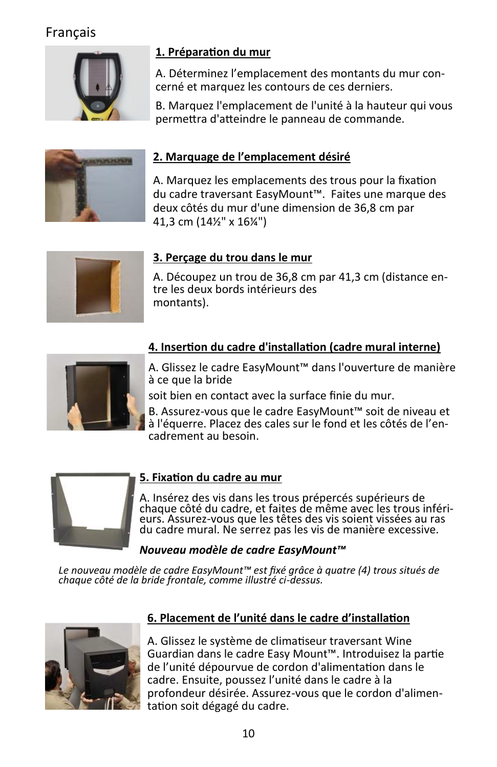Français

**1. Préparation du mur**

A. Déterminez l'emplacement des montants du mur concerné et marquez les contours de ces derniers.

B. Marquez l'emplacement de l'unité à la hauteur qui vous permettra d'atteindre le panneau de commande.

**2. Marquage de l'emplacement désiré**

A. Marquez les emplacements des trous pour la fixation du cadre traversant EasyMount™. Faites une marque des deux côtés du mur d'une dimension de 36,8 cm par 41,3 cm (14½" x 16¼")

**3. Perçage du trou dans le mur**

A. Découpez un trou de 36,8 cm par 41,3 cm (distance entre les deux bords intérieurs des montants).

**4. Insertion du cadre d'installation (cadre mural interne)**

A. Glissez le cadre EasyMount™ dans l'ouverture de manière à ce que la bride soit bien en contact avec la surface finie du mur.

B. Assurez-vous que le cadre EasyMount™ soit de niveau et à l'équerre. Placez des cales sur le fond et les côtés de l'encadrement au besoin.

**5. Fixation du cadre au mur**

A. Insérez des vis dans les trous prépercés supérieurs de chaque côté du cadre, et faites de même avec les trous inférieurs. Assurez-vous que les têtes des vis soient vissées au ras du cadre mural. Ne serrez pas les vis de manière excessive.

***Nouveau modèle de cadre EasyMount™***

*Le nouveau modèle de cadre EasyMount™ est fixé grâce à quatre (4) trous situés de chaque côté de la bride frontale, comme illustré ci-dessus.*

**6. Placement de l'unité dans le cadre d'installation**

A. Glissez le système de climatiseur traversant Wine Guardian dans le cadre Easy Mount™. Introduisez la partie de l'unité dépourvue de cordon d'alimentation dans le cadre. Ensuite, poussez l'unité dans le cadre à la profondeur désirée. Assurez-vous que le cordon d'alimentation soit dégagé du cadre.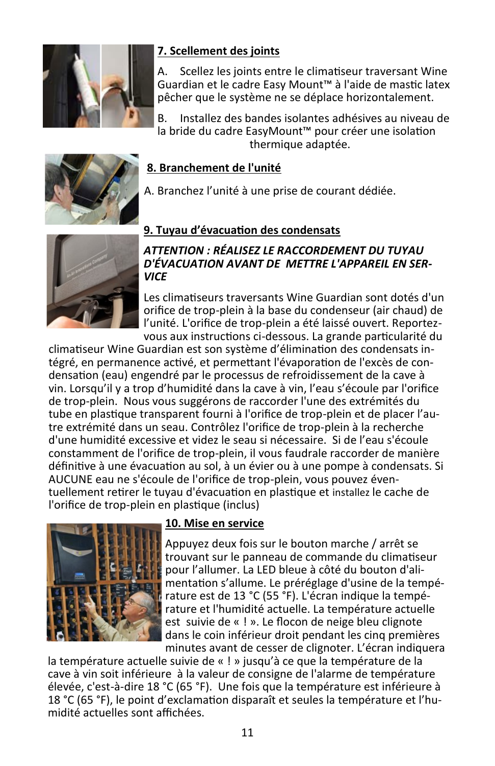## 7. Scellement des joints

A. Scellez les joints entre le climatiseur traversant Wine Guardian et le cadre Easy Mount™ à l'aide de mastic latex pêcher que le système ne se déplace horizontalement.

B. Installez des bandes isolantes adhésives au niveau de la bride du cadre EasyMount™ pour créer une isolation thermique adaptée.

## 8. Branchement de l'unité

A. Branchez l'unité à une prise de courant dédiée.

## 9. Tuyau d'évacuation des condensats

***ATTENTION : RÉALISEZ LE RACCORDEMENT DU TUYAU D'ÉVACUATION AVANT DE METTRE L'APPAREIL EN SERVICE***

Les climatiseurs traversants Wine Guardian sont dotés d'un orifice de trop-plein à la base du condenseur (air chaud) de l'unité. L'orifice de trop-plein a été laissé ouvert. Reportez-vous aux instructions ci-dessous. La grande particularité du climatiseur Wine Guardian est son système d'élimination des condensats intégré, en permanence activé, et permettant l'évaporation de l'excès de condensation (eau) engendré par le processus de refroidissement de la cave à vin. Lorsqu'il y a trop d'humidité dans la cave à vin, l'eau s'écoule par l'orifice de trop-plein. Nous vous suggérons de raccorder l'une des extrémités du tube en plastique transparent fourni à l'orifice de trop-plein et de placer l'autre extrémité dans un seau. Contrôlez l'orifice de trop-plein à la recherche d'une humidité excessive et videz le seau si nécessaire. Si de l'eau s'écoule constamment de l'orifice de trop-plein, il vous faudrale raccorder de manière définitive à une évacuation au sol, à un évier ou à une pompe à condensats. Si AUCUNE eau ne s'écoule de l'orifice de trop-plein, vous pouvez éventuellement retirer le tuyau d'évacuation en plastique et installez le cache de l'orifice de trop-plein en plastique (inclus)

## 10. Mise en service

Appuyez deux fois sur le bouton marche / arrêt se trouvant sur le panneau de commande du climatiseur pour l'allumer. La LED bleue à côté du bouton d'alimentation s'allume. Le préréglage d'usine de la température est de 13 °C (55 °F). L'écran indique la température et l'humidité actuelle. La température actuelle est suivie de « ! ». Le flocon de neige bleu clignote dans le coin inférieur droit pendant les cinq premières minutes avant de cesser de clignoter. L'écran indiquera la température actuelle suivie de « ! » jusqu'à ce que la température de la cave à vin soit inférieure à la valeur de consigne de l'alarme de température élevée, c'est-à-dire 18 °C (65 °F). Une fois que la température est inférieure à 18 °C (65 °F), le point d'exclamation disparaît et seules la température et l'humidité actuelles sont affichées.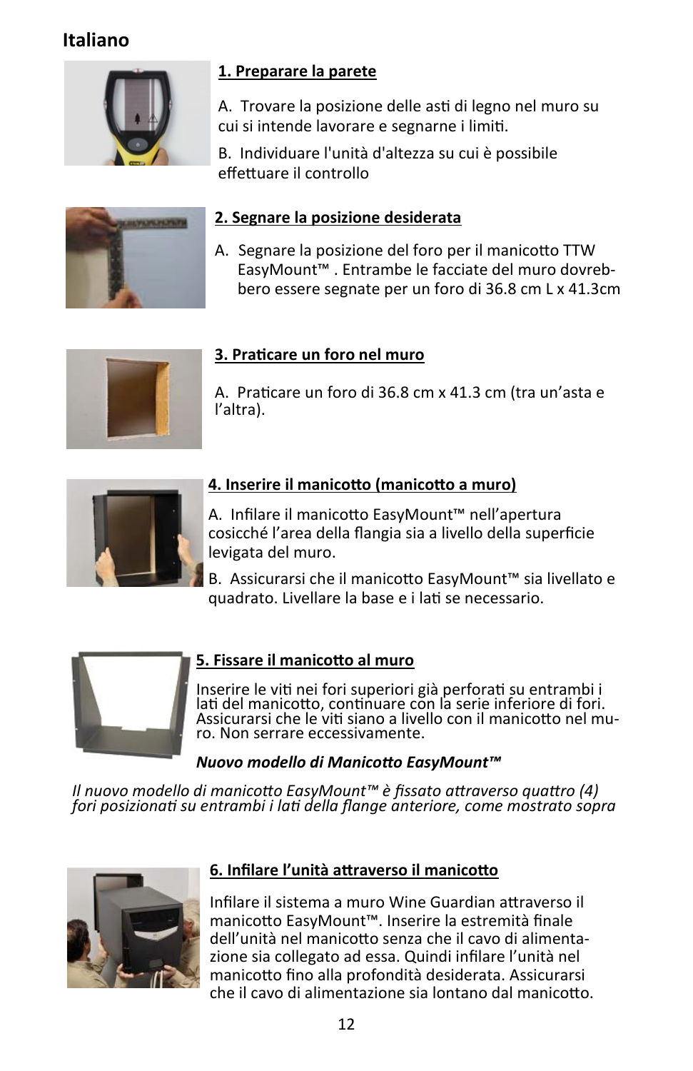# Italiano

### 1. Preparare la parete

A. Trovare la posizione delle asti di legno nel muro su cui si intende lavorare e segnarne i limiti.

B. Individuare l'unità d'altezza su cui è possibile effettuare il controllo

### 2. Segnare la posizione desiderata

A. Segnare la posizione del foro per il manicotto TTW EasyMount™ . Entrambe le facciate del muro dovrebbero essere segnate per un foro di 36.8 cm L x 41.3cm

### 3. Praticare un foro nel muro

A. Praticare un foro di 36.8 cm x 41.3 cm (tra un'asta e l'altra).

### 4. Inserire il manicotto (manicotto a muro)

A. Infilare il manicotto EasyMount™ nell'apertura cosicché l'area della flangia sia a livello della superficie levigata del muro.

B. Assicurarsi che il manicotto EasyMount™ sia livellato e quadrato. Livellare la base e i lati se necessario.

### 5. Fissare il manicotto al muro

Inserire le viti nei fori superiori già perforati su entrambi i lati del manicotto, continuare con la serie inferiore di fori. Assicurarsi che le viti siano a livello con il manicotto nel muro. Non serrare eccessivamente.

***Nuovo modello di Manicotto EasyMount™***

*Il nuovo modello di manicotto EasyMount™ è fissato attraverso quattro (4) fori posizionati su entrambi i lati della flange anteriore, come mostrato sopra*

### 6. Infilare l'unità attraverso il manicotto

Infilare il sistema a muro Wine Guardian attraverso il manicotto EasyMount™. Inserire la estremità finale dell'unità nel manicotto senza che il cavo di alimentazione sia collegato ad essa. Quindi infilare l'unità nel manicotto fino alla profondità desiderata. Assicurarsi che il cavo di alimentazione sia lontano dal manicotto.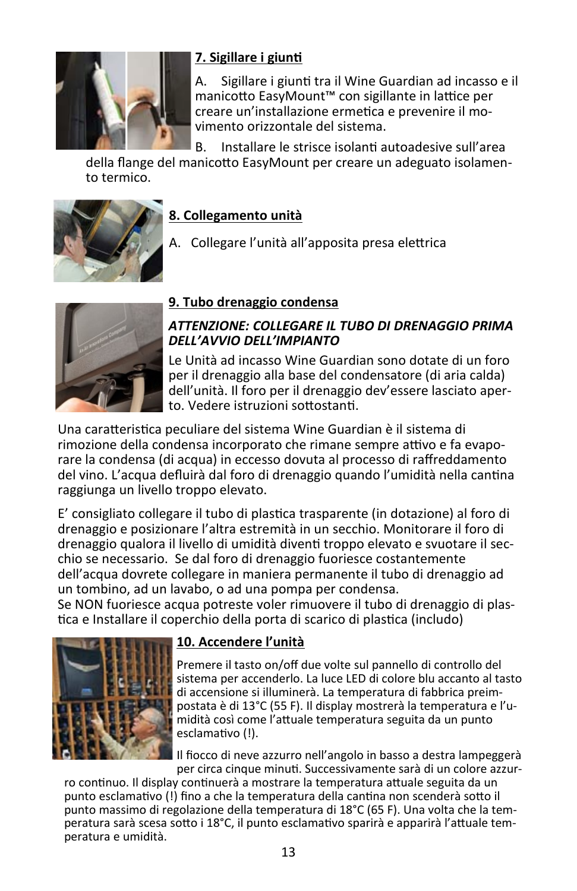## 7. Sigillare i giunti

A. Sigillare i giunti tra il Wine Guardian ad incasso e il manicotto EasyMount™ con sigillante in lattice per creare un'installazione ermetica e prevenire il movimento orizzontale del sistema.

B. Installare le strisce isolanti autoadesive sull'area della flange del manicotto EasyMount per creare un adeguato isolamento termico.

## 8. Collegamento unità

A. Collegare l'unità all'apposita presa elettrica

## 9. Tubo drenaggio condensa

***ATTENZIONE: COLLEGARE IL TUBO DI DRENAGGIO PRIMA DELL'AVVIO DELL'IMPIANTO***

Le Unità ad incasso Wine Guardian sono dotate di un foro per il drenaggio alla base del condensatore (di aria calda) dell'unità. Il foro per il drenaggio dev'essere lasciato aperto. Vedere istruzioni sottostanti.

Una caratteristica peculiare del sistema Wine Guardian è il sistema di rimozione della condensa incorporato che rimane sempre attivo e fa evaporare la condensa (di acqua) in eccesso dovuta al processo di raffreddamento del vino. L'acqua defluirà dal foro di drenaggio quando l'umidità nella cantina raggiunga un livello troppo elevato.

E' consigliato collegare il tubo di plastica trasparente (in dotazione) al foro di drenaggio e posizionare l'altra estremità in un secchio. Monitorare il foro di drenaggio qualora il livello di umidità diventi troppo elevato e svuotare il secchio se necessario. Se dal foro di drenaggio fuoriesce costantemente dell'acqua dovrete collegare in maniera permanente il tubo di drenaggio ad un tombino, ad un lavabo, o ad una pompa per condensa.
Se NON fuoriesce acqua potreste voler rimuovere il tubo di drenaggio di plastica e Installare il coperchio della porta di scarico di plastica (includo)

## 10. Accendere l'unità

Premere il tasto on/off due volte sul pannello di controllo del sistema per accenderlo. La luce LED di colore blu accanto al tasto di accensione si illuminerà. La temperatura di fabbrica preimpostata è di 13°C (55 F). Il display mostrerà la temperatura e l'umidità così come l'attuale temperatura seguita da un punto esclamativo (!).

Il fiocco di neve azzurro nell'angolo in basso a destra lampeggerà per circa cinque minuti. Successivamente sarà di un colore azzurro continuo. Il display continuerà a mostrare la temperatura attuale seguita da un punto esclamativo (!) fino a che la temperatura della cantina non scenderà sotto il punto massimo di regolazione della temperatura di 18°C (65 F). Una volta che la temperatura sarà scesa sotto i 18°C, il punto esclamativo sparirà e apparirà l'attuale temperatura e umidità.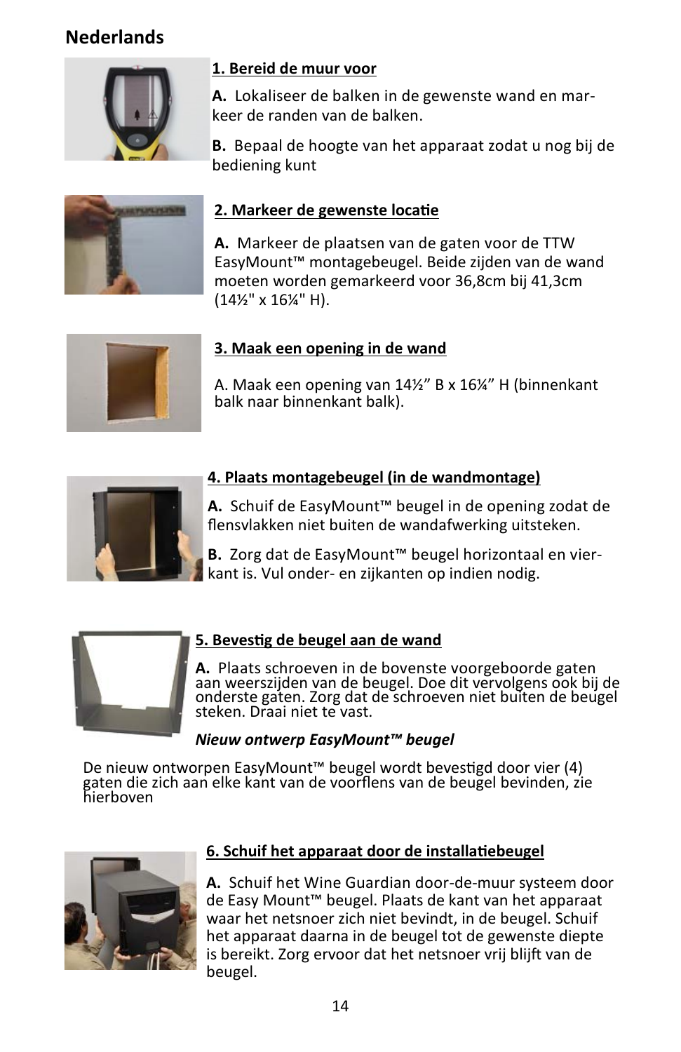## Nederlands

### 1. Bereid de muur voor

**A.** Lokaliseer de balken in de gewenste wand en markeer de randen van de balken.

**B.** Bepaal de hoogte van het apparaat zodat u nog bij de bediening kunt

### 2. Markeer de gewenste locatie

**A.** Markeer de plaatsen van de gaten voor de TTW EasyMount™ montagebeugel. Beide zijden van de wand moeten worden gemarkeerd voor 36,8cm bij 41,3cm (14½" x 16¼" H).

### 3. Maak een opening in de wand

A. Maak een opening van 14½" B x 16¼" H (binnenkant balk naar binnenkant balk).

### 4. Plaats montagebeugel (in de wandmontage)

**A.** Schuif de EasyMount™ beugel in de opening zodat de flensvlakken niet buiten de wandafwerking uitsteken.

**B.** Zorg dat de EasyMount™ beugel horizontaal en vierkant is. Vul onder- en zijkanten op indien nodig.

### 5. Bevestig de beugel aan de wand

**A.** Plaats schroeven in de bovenste voorgeboorde gaten aan weerszijden van de beugel. Doe dit vervolgens ook bij de onderste gaten. Zorg dat de schroeven niet buiten de beugel steken. Draai niet te vast.

***Nieuw ontwerp EasyMount™ beugel***

De nieuw ontworpen EasyMount™ beugel wordt bevestigd door vier (4) gaten die zich aan elke kant van de voorflens van de beugel bevinden, zie hierboven

### 6. Schuif het apparaat door de installatiebeugel

**A.** Schuif het Wine Guardian door-de-muur systeem door de Easy Mount™ beugel. Plaats de kant van het apparaat waar het netsnoer zich niet bevindt, in de beugel. Schuif het apparaat daarna in de beugel tot de gewenste diepte is bereikt. Zorg ervoor dat het netsnoer vrij blijft van de beugel.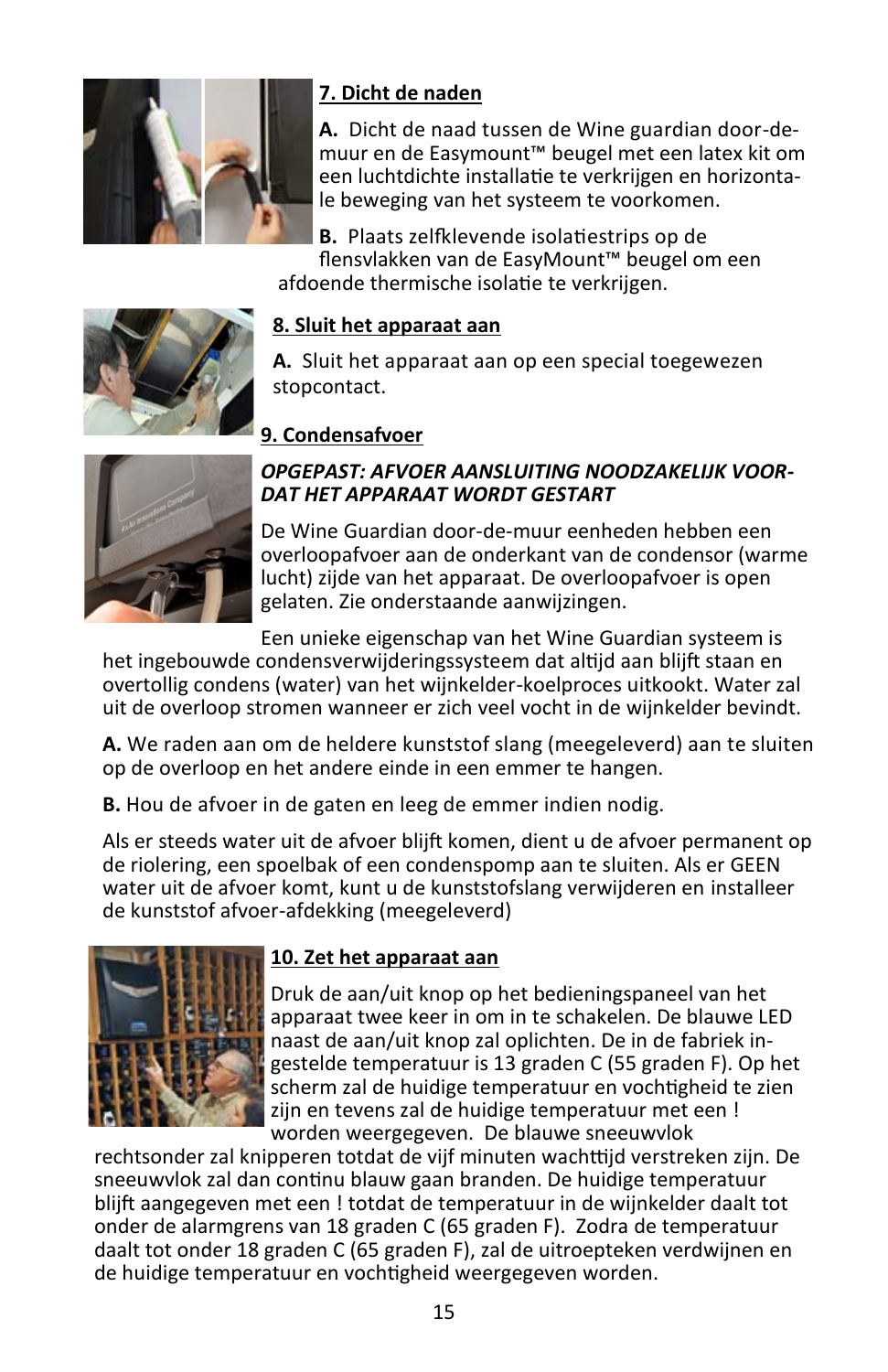## 7. Dicht de naden

**A.** Dicht de naad tussen de Wine guardian door-de-muur en de Easymount™ beugel met een latex kit om een luchtdichte installatie te verkrijgen en horizontale beweging van het systeem te voorkomen.

**B.** Plaats zelfklevende isolatiestrips op de flensvlakken van de EasyMount™ beugel om een afdoende thermische isolatie te verkrijgen.

## 8. Sluit het apparaat aan

**A.** Sluit het apparaat aan op een special toegewezen stopcontact.

## 9. Condensafvoer

***OPGEPAST: AFVOER AANSLUITING NOODZAKELIJK VOORDAT HET APPARAAT WORDT GESTART***

De Wine Guardian door-de-muur eenheden hebben een overloopafvoer aan de onderkant van de condensor (warme lucht) zijde van het apparaat. De overloopafvoer is open gelaten. Zie onderstaande aanwijzingen.

Een unieke eigenschap van het Wine Guardian systeem is het ingebouwde condensverwijderingssysteem dat altijd aan blijft staan en overtollig condens (water) van het wijnkelder-koelproces uitkookt. Water zal uit de overloop stromen wanneer er zich veel vocht in de wijnkelder bevindt.

**A.** We raden aan om de heldere kunststof slang (meegeleverd) aan te sluiten op de overloop en het andere einde in een emmer te hangen.

**B.** Hou de afvoer in de gaten en leeg de emmer indien nodig.

Als er steeds water uit de afvoer blijft komen, dient u de afvoer permanent op de riolering, een spoelbak of een condenspomp aan te sluiten. Als er GEEN water uit de afvoer komt, kunt u de kunststofslang verwijderen en installeer de kunststof afvoer-afdekking (meegeleverd)

## 10. Zet het apparaat aan

Druk de aan/uit knop op het bedieningspaneel van het apparaat twee keer in om in te schakelen. De blauwe LED naast de aan/uit knop zal oplichten. De in de fabriek ingestelde temperatuur is 13 graden C (55 graden F). Op het scherm zal de huidige temperatuur en vochtigheid te zien zijn en tevens zal de huidige temperatuur met een ! worden weergegeven. De blauwe sneeuwvlok rechtsonder zal knipperen totdat de vijf minuten wachttijd verstreken zijn. De sneeuwvlok zal dan continu blauw gaan branden. De huidige temperatuur blijft aangegeven met een ! totdat de temperatuur in de wijnkelder daalt tot onder de alarmgrens van 18 graden C (65 graden F). Zodra de temperatuur daalt tot onder 18 graden C (65 graden F), zal de uitroepteken verdwijnen en de huidige temperatuur en vochtigheid weergegeven worden.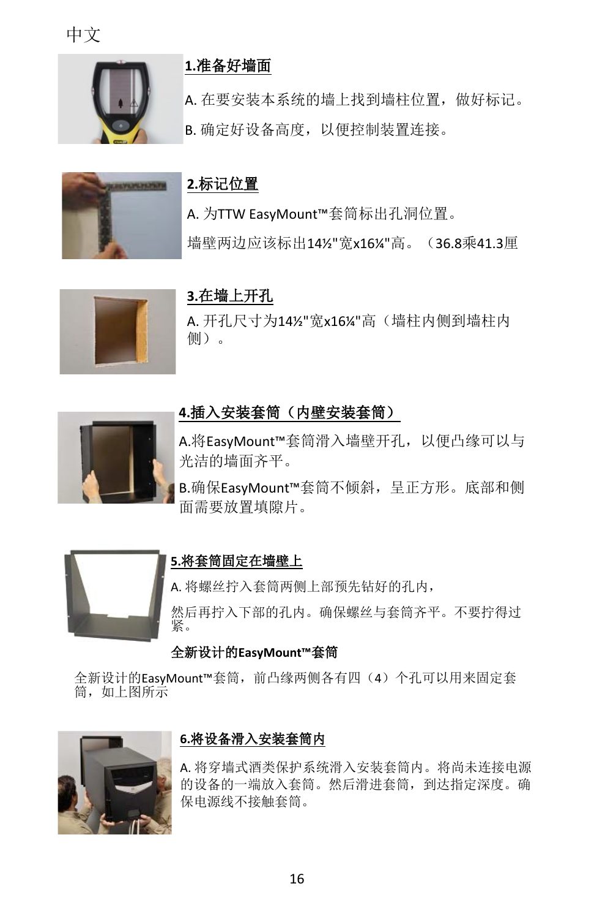中文

## 1.准备好墙面

A. 在要安装本系统的墙上找到墙柱位置，做好标记。

B. 确定好设备高度，以便控制装置连接。

## 2.标记位置

A. 为TTW EasyMount™套筒标出孔洞位置。

墙壁两边应该标出14½"宽x16¼"高。（36.8乘41.3厘

## 3.在墙上开孔

A. 开孔尺寸为14½"宽x16¼"高（墙柱内侧到墙柱内侧）。

## 4.插入安装套筒（内壁安装套筒）

A.将EasyMount™套筒滑入墙壁开孔，以便凸缘可以与光洁的墙面齐平。

B.确保EasyMount™套筒不倾斜，呈正方形。底部和侧面需要放置填隙片。

## 5.将套筒固定在墙壁上

A. 将螺丝拧入套筒两侧上部预先钻好的孔内，

然后再拧入下部的孔内。确保螺丝与套筒齐平。不要拧得过紧。

**全新设计的EasyMount™套筒**

全新设计的EasyMount™套筒，前凸缘两侧各有四（4）个孔可以用来固定套筒，如上图所示

## 6.将设备滑入安装套筒内

A. 将穿墙式酒类保护系统滑入安装套筒内。将尚未连接电源的设备的一端放入套筒。然后滑进套筒，到达指定深度。确保电源线不接触套筒。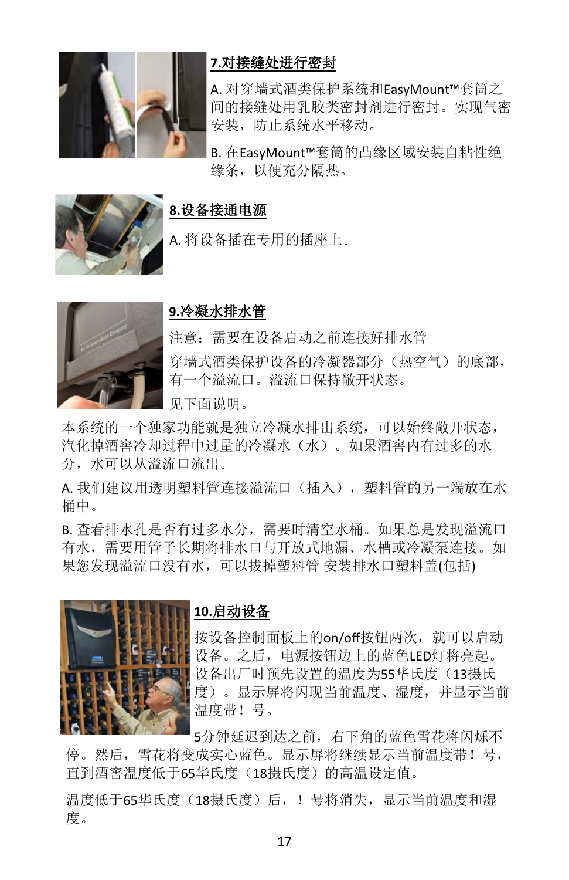## 7.对接缝处进行密封

A. 对穿墙式酒类保护系统和EasyMount™套筒之间的接缝处用乳胶类密封剂进行密封。实现气密安装，防止系统水平移动。

B. 在EasyMount™套筒的凸缘区域安装自粘性绝缘条，以便充分隔热。

## 8.设备接通电源

A. 将设备插在专用的插座上。

## 9.冷凝水排水管

注意：需要在设备启动之前连接好排水管

穿墙式酒类保护设备的冷凝器部分（热空气）的底部，有一个溢流口。溢流口保持敞开状态。

见下面说明。

本系统的一个独家功能就是独立冷凝水排出系统，可以始终敞开状态，汽化掉酒窖冷却过程中过量的冷凝水（水）。如果酒窖内有过多的水分，水可以从溢流口流出。

A. 我们建议用透明塑料管连接溢流口（插入），塑料管的另一端放在水桶中。

B. 查看排水孔是否有过多水分，需要时清空水桶。如果总是发现溢流口有水，需要用管子长期将排水口与开放式地漏、水槽或冷凝泵连接。如果您发现溢流口没有水，可以拔掉塑料管 安装排水口塑料盖(包括)

## 10.启动设备

按设备控制面板上的on/off按钮两次，就可以启动设备。之后，电源按钮边上的蓝色LED灯将亮起。设备出厂时预先设置的温度为55华氏度（13摄氏度）。显示屏将闪现当前温度、湿度，并显示当前温度带！号。

5分钟延迟到达之前，右下角的蓝色雪花将闪烁不停。然后，雪花将变成实心蓝色。显示屏将继续显示当前温度带！号，直到酒窖温度低于65华氏度（18摄氏度）的高温设定值。

温度低于65华氏度（18摄氏度）后，！号将消失，显示当前温度和湿度。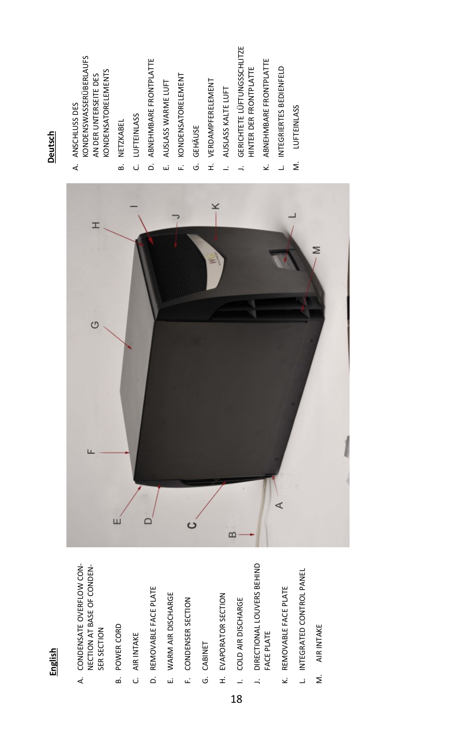## English

A. CONDENSATE OVERFLOW CONNECTION AT BASE OF CONDENSER SECTION

B. POWER CORD

C. AIR INTAKE

D. REMOVABLE FACE PLATE

E. WARM AIR DISCHARGE

F. CONDENSER SECTION

G. CABINET

H. EVAPORATOR SECTION

I. COLD AIR DISCHARGE

J. DIRECTIONAL LOUVERS BEHIND FACE PLATE

K. REMOVABLE FACE PLATE

L. INTEGRATED CONTROL PANEL

M. AIR INTAKE

## Deutsch

A. ANSCHLUSS DES KONDENSWASSERÜBERLAUFS AN DER UNTERSEITE DES KONDENSATORELEMENTS

B. NETZKABEL

C. LUFTEINLASS

D. ABNEHMBARE FRONTPLATTE

E. AUSLASS WARME LUFT

F. KONDENSATORELEMENT

G. GEHÄUSE

H. VERDAMPFERELEMENT

I. AUSLASS KALTE LUFT

J. GERICHTETE LÜFTUNGSSCHLITZE HINTER DER FRONTPLATTE

K. ABNEHMBARE FRONTPLATTE

L. INTEGRIERTES BEDIENFELD

M. LUFTEINLASS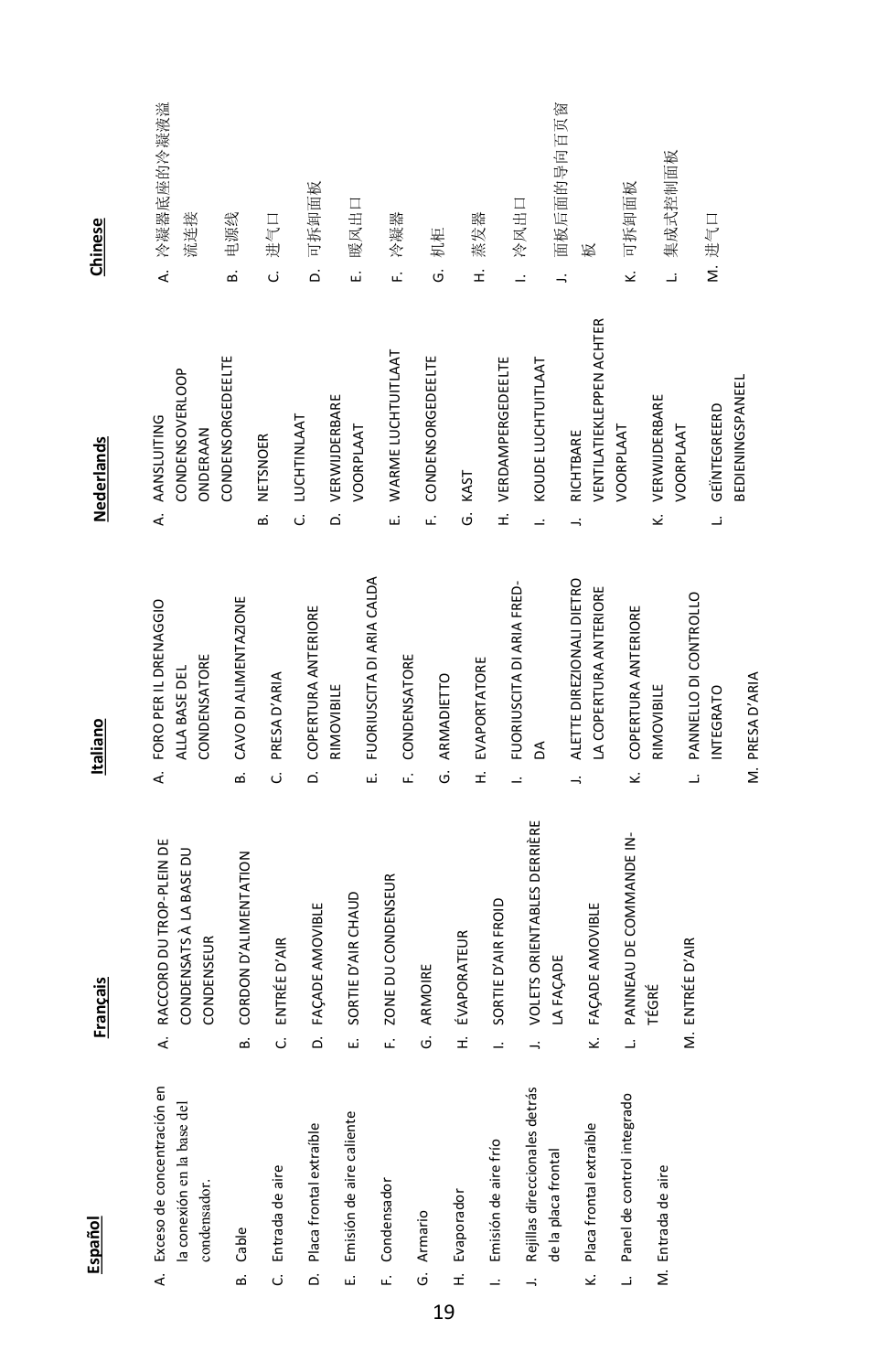**Español**

A. Exceso de concentración en la conexión en la base del condensador.
B. Cable
C. Entrada de aire
D. Placa frontal extraíble
E. Emisión de aire caliente
F. Condensador
G. Armario
H. Evaporador
I. Emisión de aire frío
J. Rejillas direccionales detrás de la placa frontal
K. Placa frontal extraíble
L. Panel de control integrado
M. Entrada de aire

**Français**

A. RACCORD DU TROP-PLEIN DE CONDENSATS À LA BASE DU CONDENSEUR
B. CORDON D'ALIMENTATION
C. ENTRÉE D'AIR
D. FAÇADE AMOVIBLE
E. SORTIE D'AIR CHAUD
F. ZONE DU CONDENSEUR
G. ARMOIRE
H. ÉVAPORATEUR
I. SORTIE D'AIR FROID
J. VOLETS ORIENTABLES DERRIÈRE LA FAÇADE
K. FAÇADE AMOVIBLE
L. PANNEAU DE COMMANDE INTÉGRÉ
M. ENTRÉE D'AIR

**Italiano**

A. FORO PER IL DRENAGGIO ALLA BASE DEL CONDENSATORE
B. CAVO DI ALIMENTAZIONE
C. PRESA D'ARIA
D. COPERTURA ANTERIORE RIMOVIBILE
E. FUORIUSCITA DI ARIA CALDA
F. CONDENSATORE
G. ARMADIETTO
H. EVAPORATORE
I. FUORIUSCITA DI ARIA FREDDA
J. ALETTE DIREZIONALI DIETRO LA COPERTURA ANTERIORE
K. COPERTURA ANTERIORE RIMOVIBILE
L. PANNELLO DI CONTROLLO INTEGRATO
M. PRESA D'ARIA

**Nederlands**

A. AANSLUITING CONDENSOVERLOOP ONDERAAN CONDENSORGEDEELTE
B. NETSNOER
C. LUCHTINLAAT
D. VERWIJDERBARE VOORPLAAT
E. WARME LUCHTUITLAAT
F. CONDENSORGEDEELTE
G. KAST
H. VERDAMPERGEDEELTE
I. KOUDE LUCHTUITLAAT
J. RICHTBARE VENTILATIEKLEPPEN ACHTER VOORPLAAT
K. VERWIJDERBARE VOORPLAAT
L. GEÏNTEGREERD BEDIENINGSPANEEL

**Chinese**

A. 冷凝器底座的冷凝液溢流连接
B. 电源线
C. 进气口
D. 可拆卸面板
E. 暖风出口
F. 冷凝器
G. 机柜
H. 蒸发器
I. 冷风出口
J. 面板后面的导向百页窗板
K. 可拆卸面板
L. 集成式控制面板
M. 进气口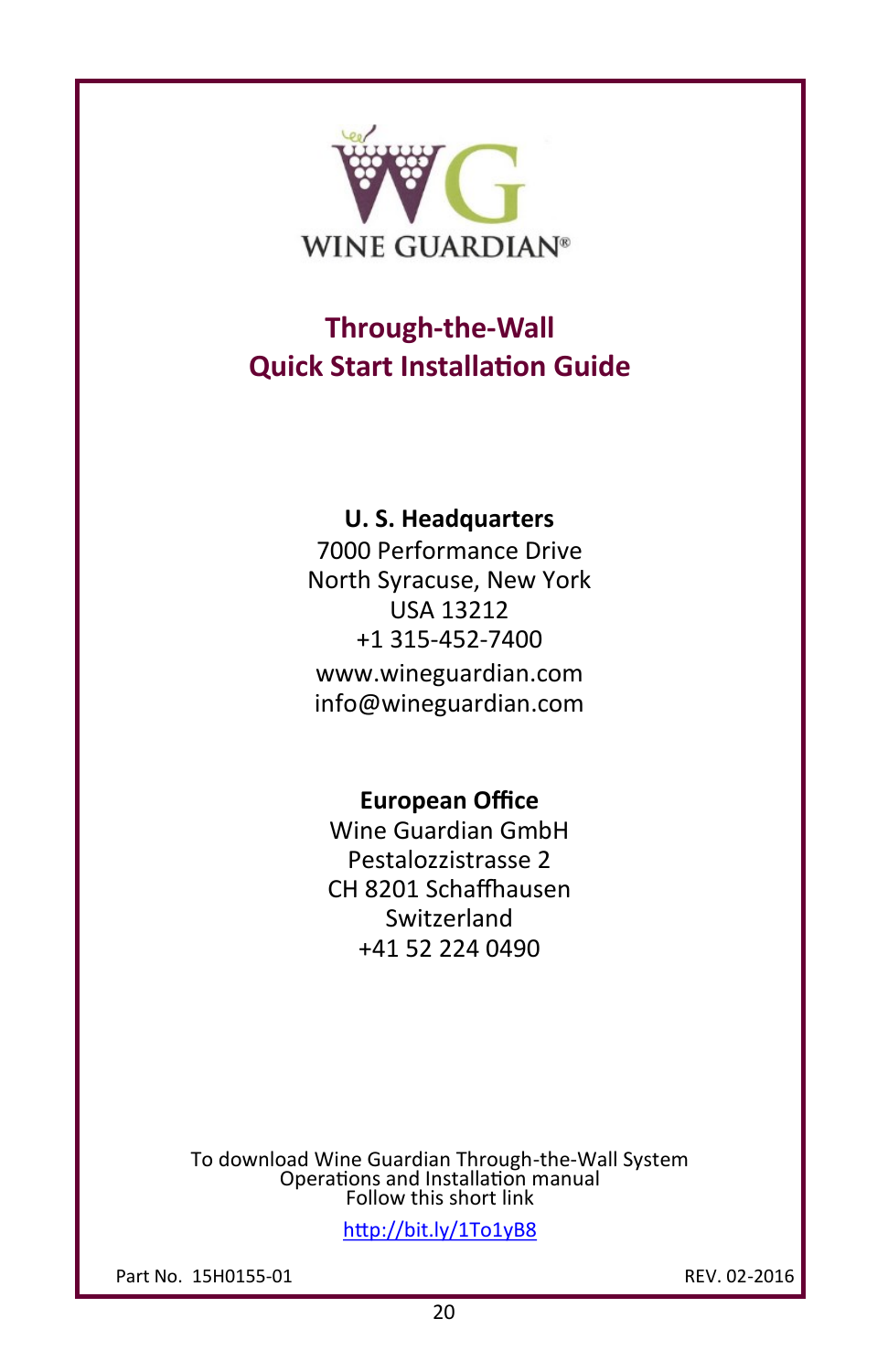WINE GUARDIAN®

# Through-the-Wall
# Quick Start Installation Guide

**U. S. Headquarters**
7000 Performance Drive
North Syracuse, New York
USA 13212
+1 315-452-7400
www.wineguardian.com
info@wineguardian.com

**European Office**
Wine Guardian GmbH
Pestalozzistrasse 2
CH 8201 Schaffhausen
Switzerland
+41 52 224 0490

To download Wine Guardian Through-the-Wall System
Operations and Installation manual
Follow this short link

http://bit.ly/1To1yB8

Part No. 15H0155-01

REV. 02-2016